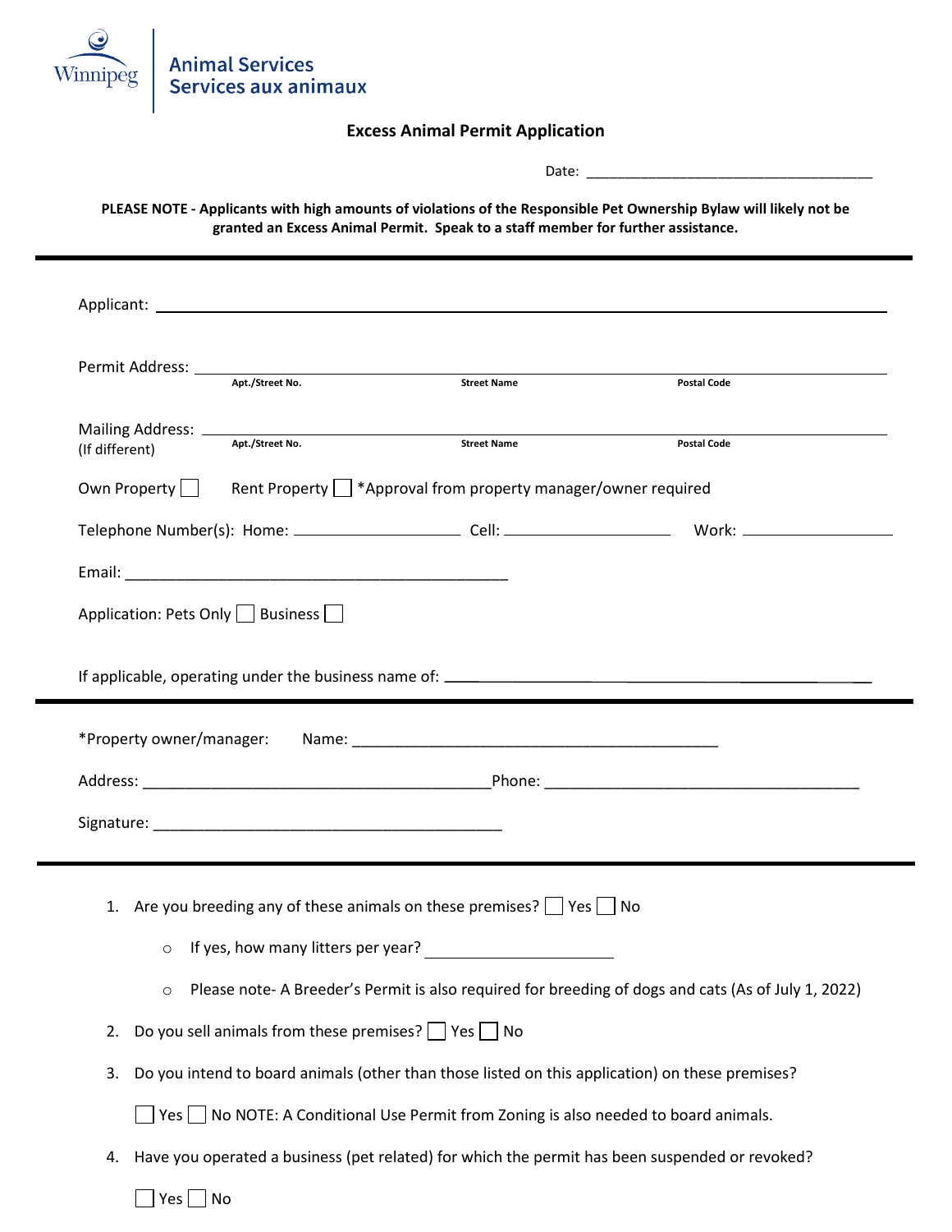Winnipeg | Animal Services
Services aux animaux

## Excess Animal Permit Application

Date: ___________________________________

**PLEASE NOTE - Applicants with high amounts of violations of the Responsible Pet Ownership Bylaw will likely not be granted an Excess Animal Permit. Speak to a staff member for further assistance.**

---

Applicant: ___________________________________________________________

Permit Address: ___________________________________________________________
**Apt./Street No.** **Street Name** **Postal Code**

Mailing Address: ___________________________________________________________
(If different)
**Apt./Street No.** **Street Name** **Postal Code**

Own Property ☐ Rent Property ☐ *Approval from property manager/owner required

Telephone Number(s): Home: ____________________ Cell: ____________________ Work: ____________________

Email: _____________________________________________

Application: Pets Only ☐ Business ☐

If applicable, operating under the business name of: ___________________________________________

---

*Property owner/manager: Name: _____________________________________________

Address: _________________________________________ Phone: _____________________________________

Signature: _________________________________________

---

1. Are you breeding any of these animals on these premises? ☐ Yes ☐ No
   - If yes, how many litters per year? ____________________
   - Please note- A Breeder's Permit is also required for breeding of dogs and cats (As of July 1, 2022)
2. Do you sell animals from these premises? ☐ Yes ☐ No
3. Do you intend to board animals (other than those listed on this application) on these premises?

   ☐ Yes ☐ No NOTE: A Conditional Use Permit from Zoning is also needed to board animals.
4. Have you operated a business (pet related) for which the permit has been suspended or revoked?

   ☐ Yes ☐ No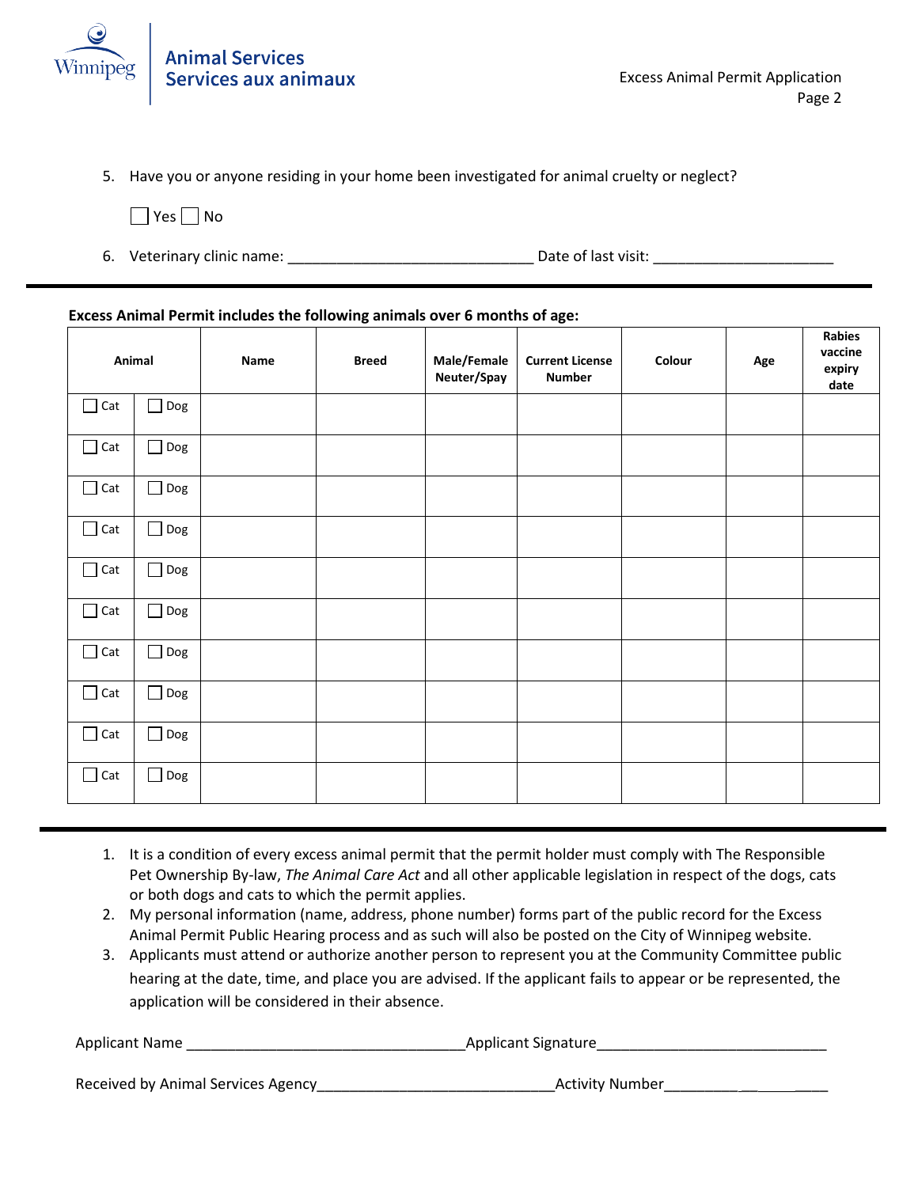5. Have you or anyone residing in your home been investigated for animal cruelty or neglect?

   ☐ Yes ☐ No

6. Veterinary clinic name: ______________________________ Date of last visit: ______________________

---

**Excess Animal Permit includes the following animals over 6 months of age:**

| Animal | | Name | Breed | Male/Female Neuter/Spay | Current License Number | Colour | Age | Rabies vaccine expiry date |
|---|---|---|---|---|---|---|---|---|
| ☐ Cat | ☐ Dog | | | | | | | |
| ☐ Cat | ☐ Dog | | | | | | | |
| ☐ Cat | ☐ Dog | | | | | | | |
| ☐ Cat | ☐ Dog | | | | | | | |
| ☐ Cat | ☐ Dog | | | | | | | |
| ☐ Cat | ☐ Dog | | | | | | | |
| ☐ Cat | ☐ Dog | | | | | | | |
| ☐ Cat | ☐ Dog | | | | | | | |
| ☐ Cat | ☐ Dog | | | | | | | |
| ☐ Cat | ☐ Dog | | | | | | | |

---

1. It is a condition of every excess animal permit that the permit holder must comply with The Responsible Pet Ownership By-law, *The Animal Care Act* and all other applicable legislation in respect of the dogs, cats or both dogs and cats to which the permit applies.
2. My personal information (name, address, phone number) forms part of the public record for the Excess Animal Permit Public Hearing process and as such will also be posted on the City of Winnipeg website.
3. Applicants must attend or authorize another person to represent you at the Community Committee public hearing at the date, time, and place you are advised. If the applicant fails to appear or be represented, the application will be considered in their absence.

Applicant Name _________________________________ Applicant Signature___________________________

Received by Animal Services Agency____________________________ Activity Number_____________________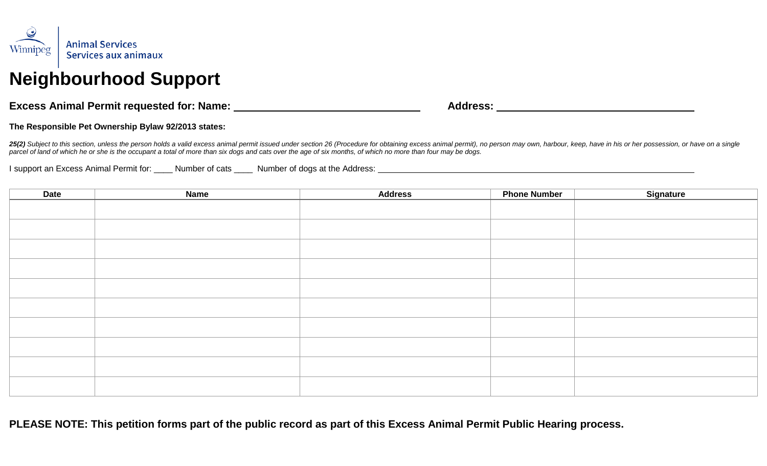Winnipeg | Animal Services
Services aux animaux

# Neighbourhood Support

**Excess Animal Permit requested for: Name:** ______________________________ **Address:** ______________________________

**The Responsible Pet Ownership Bylaw 92/2013 states:**

***25(2)*** *Subject to this section, unless the person holds a valid excess animal permit issued under section 26 (Procedure for obtaining excess animal permit), no person may own, harbour, keep, have in his or her possession, or have on a single parcel of land of which he or she is the occupant a total of more than six dogs and cats over the age of six months, of which no more than four may be dogs.*

I support an Excess Animal Permit for: ____ Number of cats ____ Number of dogs at the Address: ______________________________

| Date | Name | Address | Phone Number | Signature |
|---|---|---|---|---|
| | | | | |
| | | | | |
| | | | | |
| | | | | |
| | | | | |
| | | | | |
| | | | | |
| | | | | |
| | | | | |
| | | | | |

**PLEASE NOTE: This petition forms part of the public record as part of this Excess Animal Permit Public Hearing process.**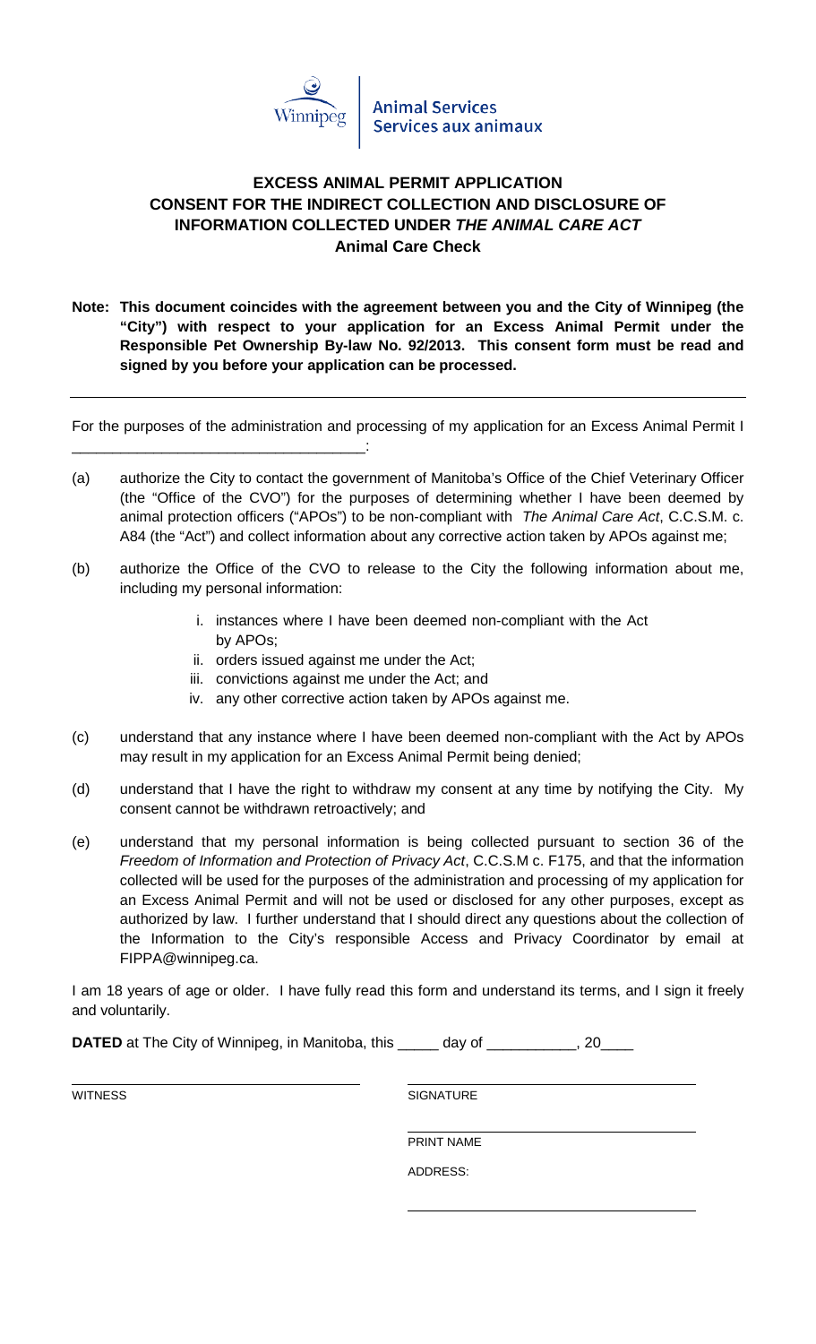Winnipeg | Animal Services
Services aux animaux

# EXCESS ANIMAL PERMIT APPLICATION
# CONSENT FOR THE INDIRECT COLLECTION AND DISCLOSURE OF INFORMATION COLLECTED UNDER *THE ANIMAL CARE ACT*
## Animal Care Check

**Note: This document coincides with the agreement between you and the City of Winnipeg (the "City") with respect to your application for an Excess Animal Permit under the Responsible Pet Ownership By-law No. 92/2013. This consent form must be read and signed by you before your application can be processed.**

---

For the purposes of the administration and processing of my application for an Excess Animal Permit I ___________________________________:

(a) authorize the City to contact the government of Manitoba's Office of the Chief Veterinary Officer (the "Office of the CVO") for the purposes of determining whether I have been deemed by animal protection officers ("APOs") to be non-compliant with *The Animal Care Act*, C.C.S.M. c. A84 (the "Act") and collect information about any corrective action taken by APOs against me;

(b) authorize the Office of the CVO to release to the City the following information about me, including my personal information:

   i. instances where I have been deemed non-compliant with the Act by APOs;
   ii. orders issued against me under the Act;
   iii. convictions against me under the Act; and
   iv. any other corrective action taken by APOs against me.

(c) understand that any instance where I have been deemed non-compliant with the Act by APOs may result in my application for an Excess Animal Permit being denied;

(d) understand that I have the right to withdraw my consent at any time by notifying the City. My consent cannot be withdrawn retroactively; and

(e) understand that my personal information is being collected pursuant to section 36 of the *Freedom of Information and Protection of Privacy Act*, C.C.S.M c. F175, and that the information collected will be used for the purposes of the administration and processing of my application for an Excess Animal Permit and will not be used or disclosed for any other purposes, except as authorized by law. I further understand that I should direct any questions about the collection of the Information to the City's responsible Access and Privacy Coordinator by email at FIPPA@winnipeg.ca.

I am 18 years of age or older. I have fully read this form and understand its terms, and I sign it freely and voluntarily.

**DATED** at The City of Winnipeg, in Manitoba, this _____ day of ___________, 20____

| | |
|---|---|
| ______________________________ | ______________________________ |
| WITNESS | SIGNATURE |
| | ______________________________ |
| | PRINT NAME |
| | ADDRESS: |
| | ______________________________ |